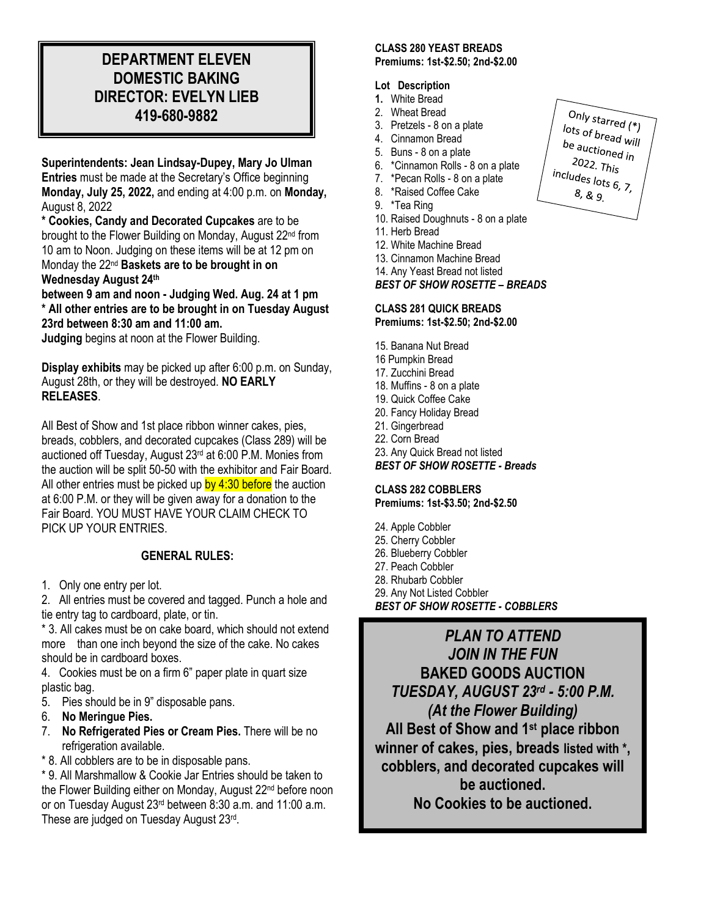# DEPARTMENT ELEVEN
# DOMESTIC BAKING
# DIRECTOR: EVELYN LIEB
# 419-680-9882

**Superintendents: Jean Lindsay-Dupey, Mary Jo Ulman**
**Entries** must be made at the Secretary's Office beginning **Monday, July 25, 2022,** and ending at 4:00 p.m. on **Monday,** August 8, 2022
**\* Cookies, Candy and Decorated Cupcakes** are to be brought to the Flower Building on Monday, August 22nd from 10 am to Noon. Judging on these items will be at 12 pm on Monday the 22nd **Baskets are to be brought in on Wednesday August 24th between 9 am and noon - Judging Wed. Aug. 24 at 1 pm**
**\* All other entries are to be brought in on Tuesday August 23rd between 8:30 am and 11:00 am.**
**Judging** begins at noon at the Flower Building.

**Display exhibits** may be picked up after 6:00 p.m. on Sunday, August 28th, or they will be destroyed. **NO EARLY RELEASES**.

All Best of Show and 1st place ribbon winner cakes, pies, breads, cobblers, and decorated cupcakes (Class 289) will be auctioned off Tuesday, August 23rd at 6:00 P.M. Monies from the auction will be split 50-50 with the exhibitor and Fair Board. All other entries must be picked up by 4:30 before the auction at 6:00 P.M. or they will be given away for a donation to the Fair Board. YOU MUST HAVE YOUR CLAIM CHECK TO PICK UP YOUR ENTRIES.

## GENERAL RULES:

1. Only one entry per lot.
2. All entries must be covered and tagged. Punch a hole and tie entry tag to cardboard, plate, or tin.

\* 3. All cakes must be on cake board, which should not extend more than one inch beyond the size of the cake. No cakes should be in cardboard boxes.

4. Cookies must be on a firm 6" paper plate in quart size plastic bag.
5. Pies should be in 9" disposable pans.
6. **No Meringue Pies.**
7. **No Refrigerated Pies or Cream Pies.** There will be no refrigeration available.

\* 8. All cobblers are to be in disposable pans.

\* 9. All Marshmallow & Cookie Jar Entries should be taken to the Flower Building either on Monday, August 22nd before noon or on Tuesday August 23rd between 8:30 a.m. and 11:00 a.m. These are judged on Tuesday August 23rd.

### CLASS 280 YEAST BREADS
**Premiums: 1st-$2.50; 2nd-$2.00**

**Lot Description**
1. White Bread
2. Wheat Bread
3. Pretzels - 8 on a plate
4. Cinnamon Bread
5. Buns - 8 on a plate
6. *Cinnamon Rolls - 8 on a plate
7. *Pecan Rolls - 8 on a plate
8. *Raised Coffee Cake
9. *Tea Ring
10. Raised Doughnuts - 8 on a plate
11. Herb Bread
12. White Machine Bread
13. Cinnamon Machine Bread
14. Any Yeast Bread not listed

***BEST OF SHOW ROSETTE – BREADS***

Only starred (*) lots of bread will be auctioned in 2022. This includes lots 6, 7, 8, & 9.

### CLASS 281 QUICK BREADS
**Premiums: 1st-$2.50; 2nd-$2.00**

15. Banana Nut Bread
16 Pumpkin Bread
17. Zucchini Bread
18. Muffins - 8 on a plate
19. Quick Coffee Cake
20. Fancy Holiday Bread
21. Gingerbread
22. Corn Bread
23. Any Quick Bread not listed

***BEST OF SHOW ROSETTE - Breads***

### CLASS 282 COBBLERS
**Premiums: 1st-$3.50; 2nd-$2.50**

24. Apple Cobbler
25. Cherry Cobbler
26. Blueberry Cobbler
27. Peach Cobbler
28. Rhubarb Cobbler
29. Any Not Listed Cobbler

***BEST OF SHOW ROSETTE - COBBLERS***

***PLAN TO ATTEND***
***JOIN IN THE FUN***
**BAKED GOODS AUCTION**
***TUESDAY, AUGUST 23rd - 5:00 P.M.***
***(At the Flower Building)***
**All Best of Show and 1st place ribbon winner of cakes, pies, breads listed with \*, cobblers, and decorated cupcakes will be auctioned.**
**No Cookies to be auctioned.**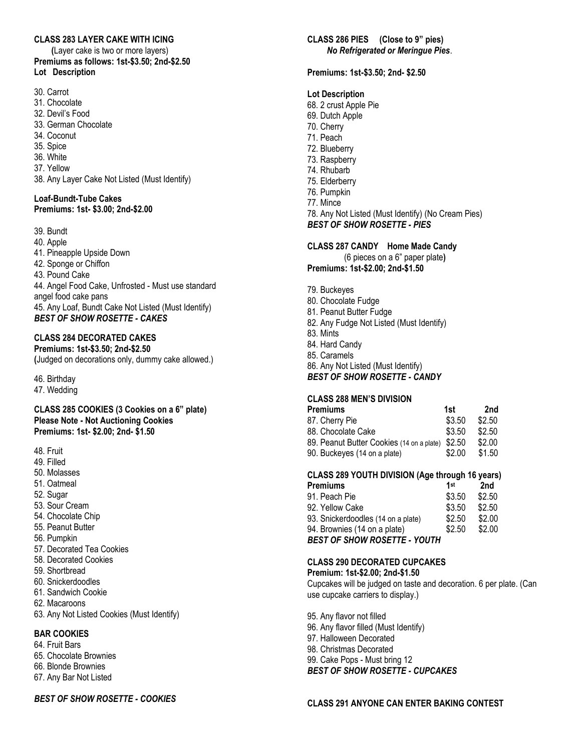**CLASS 283 LAYER CAKE WITH ICING**

(Layer cake is two or more layers)

**Premiums as follows: 1st-$3.50; 2nd-$2.50**

**Lot Description**

30. Carrot
31. Chocolate
32. Devil's Food
33. German Chocolate
34. Coconut
35. Spice
36. White
37. Yellow
38. Any Layer Cake Not Listed (Must Identify)

**Loaf-Bundt-Tube Cakes**

**Premiums: 1st- $3.00; 2nd-$2.00**

39. Bundt
40. Apple
41. Pineapple Upside Down
42. Sponge or Chiffon
43. Pound Cake
44. Angel Food Cake, Unfrosted - Must use standard angel food cake pans
45. Any Loaf, Bundt Cake Not Listed (Must Identify)

***BEST OF SHOW ROSETTE - CAKES***

**CLASS 284 DECORATED CAKES**

**Premiums: 1st-$3.50; 2nd-$2.50**

(Judged on decorations only, dummy cake allowed.)

46. Birthday
47. Wedding

**CLASS 285 COOKIES (3 Cookies on a 6" plate)**

**Please Note - Not Auctioning Cookies**

**Premiums: 1st- $2.00; 2nd- $1.50**

48. Fruit
49. Filled
50. Molasses
51. Oatmeal
52. Sugar
53. Sour Cream
54. Chocolate Chip
55. Peanut Butter
56. Pumpkin
57. Decorated Tea Cookies
58. Decorated Cookies
59. Shortbread
60. Snickerdoodles
61. Sandwich Cookie
62. Macaroons
63. Any Not Listed Cookies (Must Identify)

**BAR COOKIES**

64. Fruit Bars
65. Chocolate Brownies
66. Blonde Brownies
67. Any Bar Not Listed

***BEST OF SHOW ROSETTE - COOKIES***

**CLASS 286 PIES (Close to 9" pies)**

***No Refrigerated or Meringue Pies***.

**Premiums: 1st-$3.50; 2nd- $2.50**

**Lot Description**

68. 2 crust Apple Pie
69. Dutch Apple
70. Cherry
71. Peach
72. Blueberry
73. Raspberry
74. Rhubarb
75. Elderberry
76. Pumpkin
77. Mince
78. Any Not Listed (Must Identify) (No Cream Pies)

***BEST OF SHOW ROSETTE - PIES***

**CLASS 287 CANDY Home Made Candy**

(6 pieces on a 6" paper plate)

**Premiums: 1st-$2.00; 2nd-$1.50**

79. Buckeyes
80. Chocolate Fudge
81. Peanut Butter Fudge
82. Any Fudge Not Listed (Must Identify)
83. Mints
84. Hard Candy
85. Caramels
86. Any Not Listed (Must Identify)

***BEST OF SHOW ROSETTE - CANDY***

**CLASS 288 MEN'S DIVISION**

| **Premiums** | **1st** | **2nd** |
|---|---|---|
| 87. Cherry Pie | $3.50 | $2.50 |
| 88. Chocolate Cake | $3.50 | $2.50 |
| 89. Peanut Butter Cookies (14 on a plate) | $2.50 | $2.00 |
| 90. Buckeyes (14 on a plate) | $2.00 | $1.50 |

**CLASS 289 YOUTH DIVISION (Age through 16 years)**

| **Premiums** | **1st** | **2nd** |
|---|---|---|
| 91. Peach Pie | $3.50 | $2.50 |
| 92. Yellow Cake | $3.50 | $2.50 |
| 93. Snickerdoodles (14 on a plate) | $2.50 | $2.00 |
| 94. Brownies (14 on a plate) | $2.50 | $2.00 |

***BEST OF SHOW ROSETTE - YOUTH***

**CLASS 290 DECORATED CUPCAKES**

**Premium: 1st-$2.00; 2nd-$1.50**

Cupcakes will be judged on taste and decoration. 6 per plate. (Can use cupcake carriers to display.)

95. Any flavor not filled
96. Any flavor filled (Must Identify)
97. Halloween Decorated
98. Christmas Decorated
99. Cake Pops - Must bring 12

***BEST OF SHOW ROSETTE - CUPCAKES***

**CLASS 291 ANYONE CAN ENTER BAKING CONTEST**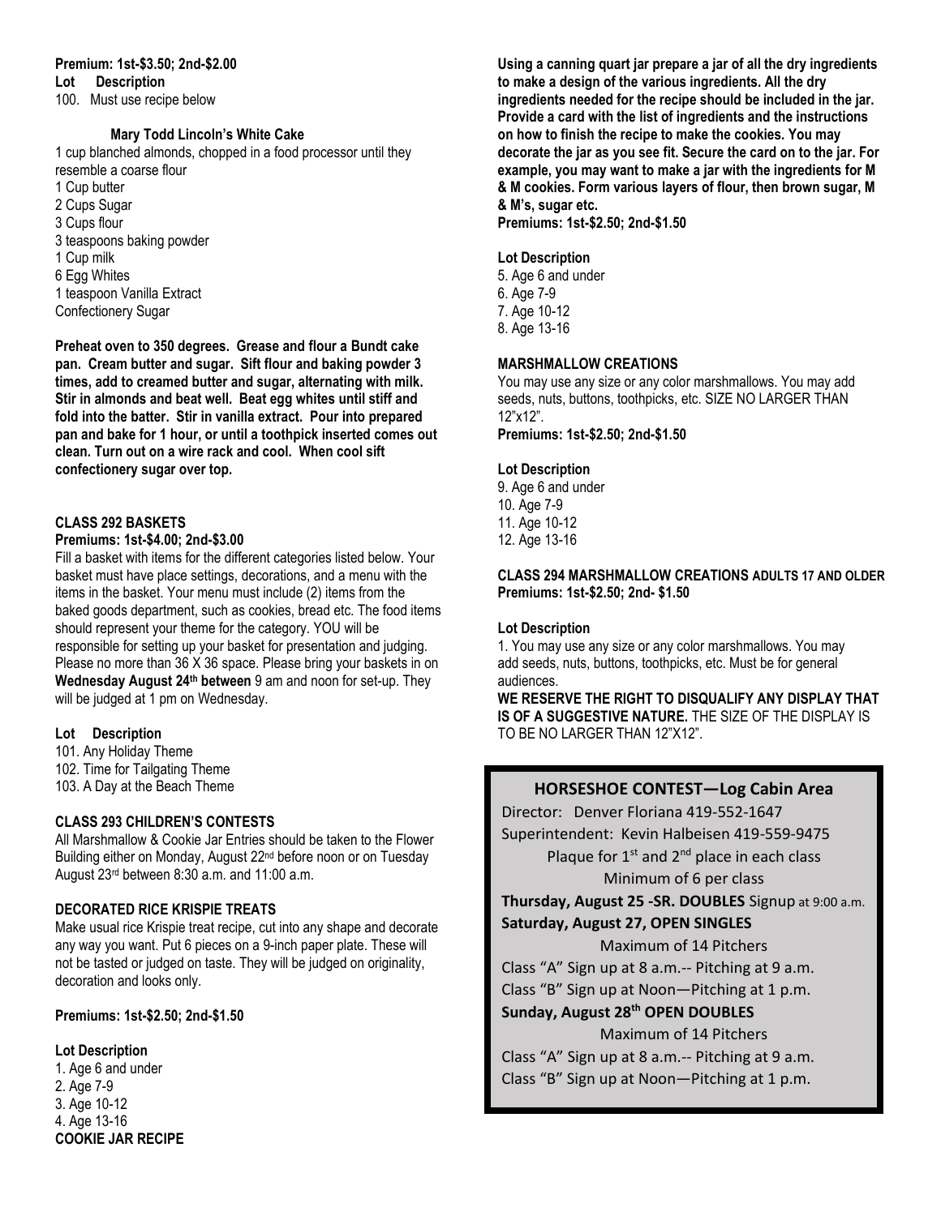**Premium: 1st-$3.50; 2nd-$2.00**

**Lot Description**

100. Must use recipe below

**Mary Todd Lincoln's White Cake**

1 cup blanched almonds, chopped in a food processor until they resemble a coarse flour
1 Cup butter
2 Cups Sugar
3 Cups flour
3 teaspoons baking powder
1 Cup milk
6 Egg Whites
1 teaspoon Vanilla Extract
Confectionery Sugar

**Preheat oven to 350 degrees. Grease and flour a Bundt cake pan. Cream butter and sugar. Sift flour and baking powder 3 times, add to creamed butter and sugar, alternating with milk. Stir in almonds and beat well. Beat egg whites until stiff and fold into the batter. Stir in vanilla extract. Pour into prepared pan and bake for 1 hour, or until a toothpick inserted comes out clean. Turn out on a wire rack and cool. When cool sift confectionery sugar over top.**

**CLASS 292 BASKETS**

**Premiums: 1st-$4.00; 2nd-$3.00**

Fill a basket with items for the different categories listed below. Your basket must have place settings, decorations, and a menu with the items in the basket. Your menu must include (2) items from the baked goods department, such as cookies, bread etc. The food items should represent your theme for the category. YOU will be responsible for setting up your basket for presentation and judging. Please no more than 36 X 36 space. Please bring your baskets in on **Wednesday August 24th between** 9 am and noon for set-up. They will be judged at 1 pm on Wednesday.

**Lot Description**

101. Any Holiday Theme
102. Time for Tailgating Theme
103. A Day at the Beach Theme

**CLASS 293 CHILDREN'S CONTESTS**

All Marshmallow & Cookie Jar Entries should be taken to the Flower Building either on Monday, August 22nd before noon or on Tuesday August 23rd between 8:30 a.m. and 11:00 a.m.

**DECORATED RICE KRISPIE TREATS**

Make usual rice Krispie treat recipe, cut into any shape and decorate any way you want. Put 6 pieces on a 9-inch paper plate. These will not be tasted or judged on taste. They will be judged on originality, decoration and looks only.

**Premiums: 1st-$2.50; 2nd-$1.50**

**Lot Description**

1. Age 6 and under
2. Age 7-9
3. Age 10-12
4. Age 13-16

**COOKIE JAR RECIPE**

**Using a canning quart jar prepare a jar of all the dry ingredients to make a design of the various ingredients. All the dry ingredients needed for the recipe should be included in the jar. Provide a card with the list of ingredients and the instructions on how to finish the recipe to make the cookies. You may decorate the jar as you see fit. Secure the card on to the jar. For example, you may want to make a jar with the ingredients for M & M cookies. Form various layers of flour, then brown sugar, M & M's, sugar etc.**

**Premiums: 1st-$2.50; 2nd-$1.50**

**Lot Description**

5. Age 6 and under
6. Age 7-9
7. Age 10-12
8. Age 13-16

**MARSHMALLOW CREATIONS**

You may use any size or any color marshmallows. You may add seeds, nuts, buttons, toothpicks, etc. SIZE NO LARGER THAN 12"x12".

**Premiums: 1st-$2.50; 2nd-$1.50**

**Lot Description**

9. Age 6 and under
10. Age 7-9
11. Age 10-12
12. Age 13-16

**CLASS 294 MARSHMALLOW CREATIONS ADULTS 17 AND OLDER**

**Premiums: 1st-$2.50; 2nd- $1.50**

**Lot Description**

1. You may use any size or any color marshmallows. You may add seeds, nuts, buttons, toothpicks, etc. Must be for general audiences.

**WE RESERVE THE RIGHT TO DISQUALIFY ANY DISPLAY THAT IS OF A SUGGESTIVE NATURE.** THE SIZE OF THE DISPLAY IS TO BE NO LARGER THAN 12"X12".

## HORSESHOE CONTEST—Log Cabin Area

Director: Denver Floriana 419-552-1647
Superintendent: Kevin Halbeisen 419-559-9475
Plaque for 1st and 2nd place in each class
Minimum of 6 per class

**Thursday, August 25 -SR. DOUBLES** Signup at 9:00 a.m.

**Saturday, August 27, OPEN SINGLES**

Maximum of 14 Pitchers
Class "A" Sign up at 8 a.m.-- Pitching at 9 a.m.
Class "B" Sign up at Noon—Pitching at 1 p.m.

**Sunday, August 28th OPEN DOUBLES**

Maximum of 14 Pitchers
Class "A" Sign up at 8 a.m.-- Pitching at 9 a.m.
Class "B" Sign up at Noon—Pitching at 1 p.m.